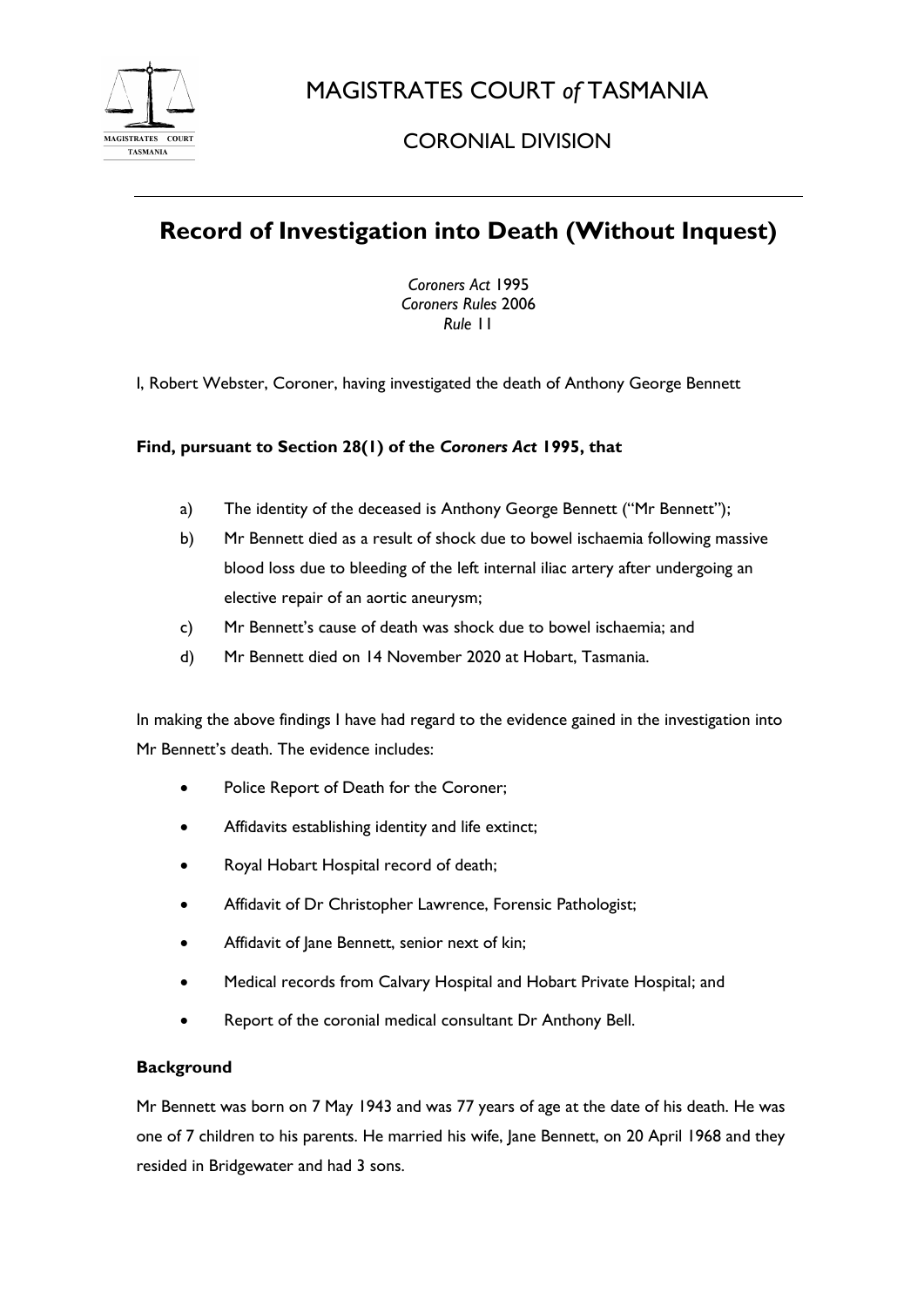# MAGISTRATES COURT *of* TASMANIA

## CORONIAL DIVISION

# Record of Investigation into Death (Without Inquest)

*Coroners Act* 1995
*Coroners Rules* 2006
*Rule* 11

I, Robert Webster, Coroner, having investigated the death of Anthony George Bennett

**Find, pursuant to Section 28(1) of the *Coroners Act* 1995, that**

a) The identity of the deceased is Anthony George Bennett ("Mr Bennett");

b) Mr Bennett died as a result of shock due to bowel ischaemia following massive blood loss due to bleeding of the left internal iliac artery after undergoing an elective repair of an aortic aneurysm;

c) Mr Bennett's cause of death was shock due to bowel ischaemia; and

d) Mr Bennett died on 14 November 2020 at Hobart, Tasmania.

In making the above findings I have had regard to the evidence gained in the investigation into Mr Bennett's death. The evidence includes:

- Police Report of Death for the Coroner;
- Affidavits establishing identity and life extinct;
- Royal Hobart Hospital record of death;
- Affidavit of Dr Christopher Lawrence, Forensic Pathologist;
- Affidavit of Jane Bennett, senior next of kin;
- Medical records from Calvary Hospital and Hobart Private Hospital; and
- Report of the coronial medical consultant Dr Anthony Bell.

**Background**

Mr Bennett was born on 7 May 1943 and was 77 years of age at the date of his death. He was one of 7 children to his parents. He married his wife, Jane Bennett, on 20 April 1968 and they resided in Bridgewater and had 3 sons.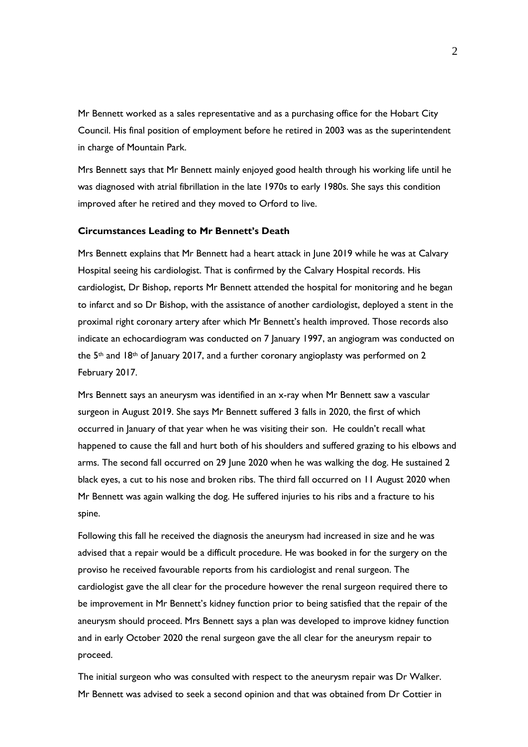Mr Bennett worked as a sales representative and as a purchasing office for the Hobart City Council. His final position of employment before he retired in 2003 was as the superintendent in charge of Mountain Park.

Mrs Bennett says that Mr Bennett mainly enjoyed good health through his working life until he was diagnosed with atrial fibrillation in the late 1970s to early 1980s. She says this condition improved after he retired and they moved to Orford to live.

**Circumstances Leading to Mr Bennett's Death**

Mrs Bennett explains that Mr Bennett had a heart attack in June 2019 while he was at Calvary Hospital seeing his cardiologist. That is confirmed by the Calvary Hospital records. His cardiologist, Dr Bishop, reports Mr Bennett attended the hospital for monitoring and he began to infarct and so Dr Bishop, with the assistance of another cardiologist, deployed a stent in the proximal right coronary artery after which Mr Bennett's health improved. Those records also indicate an echocardiogram was conducted on 7 January 1997, an angiogram was conducted on the 5th and 18th of January 2017, and a further coronary angioplasty was performed on 2 February 2017.

Mrs Bennett says an aneurysm was identified in an x-ray when Mr Bennett saw a vascular surgeon in August 2019. She says Mr Bennett suffered 3 falls in 2020, the first of which occurred in January of that year when he was visiting their son. He couldn't recall what happened to cause the fall and hurt both of his shoulders and suffered grazing to his elbows and arms. The second fall occurred on 29 June 2020 when he was walking the dog. He sustained 2 black eyes, a cut to his nose and broken ribs. The third fall occurred on 11 August 2020 when Mr Bennett was again walking the dog. He suffered injuries to his ribs and a fracture to his spine.

Following this fall he received the diagnosis the aneurysm had increased in size and he was advised that a repair would be a difficult procedure. He was booked in for the surgery on the proviso he received favourable reports from his cardiologist and renal surgeon. The cardiologist gave the all clear for the procedure however the renal surgeon required there to be improvement in Mr Bennett's kidney function prior to being satisfied that the repair of the aneurysm should proceed. Mrs Bennett says a plan was developed to improve kidney function and in early October 2020 the renal surgeon gave the all clear for the aneurysm repair to proceed.

The initial surgeon who was consulted with respect to the aneurysm repair was Dr Walker. Mr Bennett was advised to seek a second opinion and that was obtained from Dr Cottier in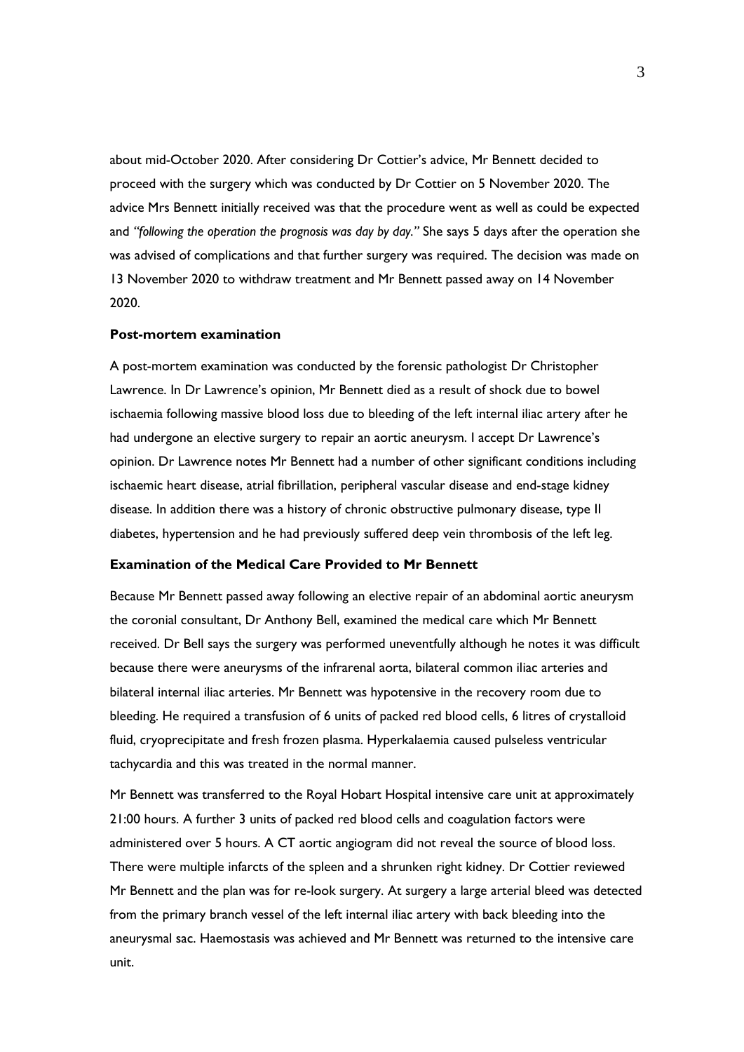about mid-October 2020. After considering Dr Cottier's advice, Mr Bennett decided to proceed with the surgery which was conducted by Dr Cottier on 5 November 2020. The advice Mrs Bennett initially received was that the procedure went as well as could be expected and *"following the operation the prognosis was day by day."* She says 5 days after the operation she was advised of complications and that further surgery was required. The decision was made on 13 November 2020 to withdraw treatment and Mr Bennett passed away on 14 November 2020.

**Post-mortem examination**

A post-mortem examination was conducted by the forensic pathologist Dr Christopher Lawrence. In Dr Lawrence's opinion, Mr Bennett died as a result of shock due to bowel ischaemia following massive blood loss due to bleeding of the left internal iliac artery after he had undergone an elective surgery to repair an aortic aneurysm. I accept Dr Lawrence's opinion. Dr Lawrence notes Mr Bennett had a number of other significant conditions including ischaemic heart disease, atrial fibrillation, peripheral vascular disease and end-stage kidney disease. In addition there was a history of chronic obstructive pulmonary disease, type II diabetes, hypertension and he had previously suffered deep vein thrombosis of the left leg.

**Examination of the Medical Care Provided to Mr Bennett**

Because Mr Bennett passed away following an elective repair of an abdominal aortic aneurysm the coronial consultant, Dr Anthony Bell, examined the medical care which Mr Bennett received. Dr Bell says the surgery was performed uneventfully although he notes it was difficult because there were aneurysms of the infrarenal aorta, bilateral common iliac arteries and bilateral internal iliac arteries. Mr Bennett was hypotensive in the recovery room due to bleeding. He required a transfusion of 6 units of packed red blood cells, 6 litres of crystalloid fluid, cryoprecipitate and fresh frozen plasma. Hyperkalaemia caused pulseless ventricular tachycardia and this was treated in the normal manner.

Mr Bennett was transferred to the Royal Hobart Hospital intensive care unit at approximately 21:00 hours. A further 3 units of packed red blood cells and coagulation factors were administered over 5 hours. A CT aortic angiogram did not reveal the source of blood loss. There were multiple infarcts of the spleen and a shrunken right kidney. Dr Cottier reviewed Mr Bennett and the plan was for re-look surgery. At surgery a large arterial bleed was detected from the primary branch vessel of the left internal iliac artery with back bleeding into the aneurysmal sac. Haemostasis was achieved and Mr Bennett was returned to the intensive care unit.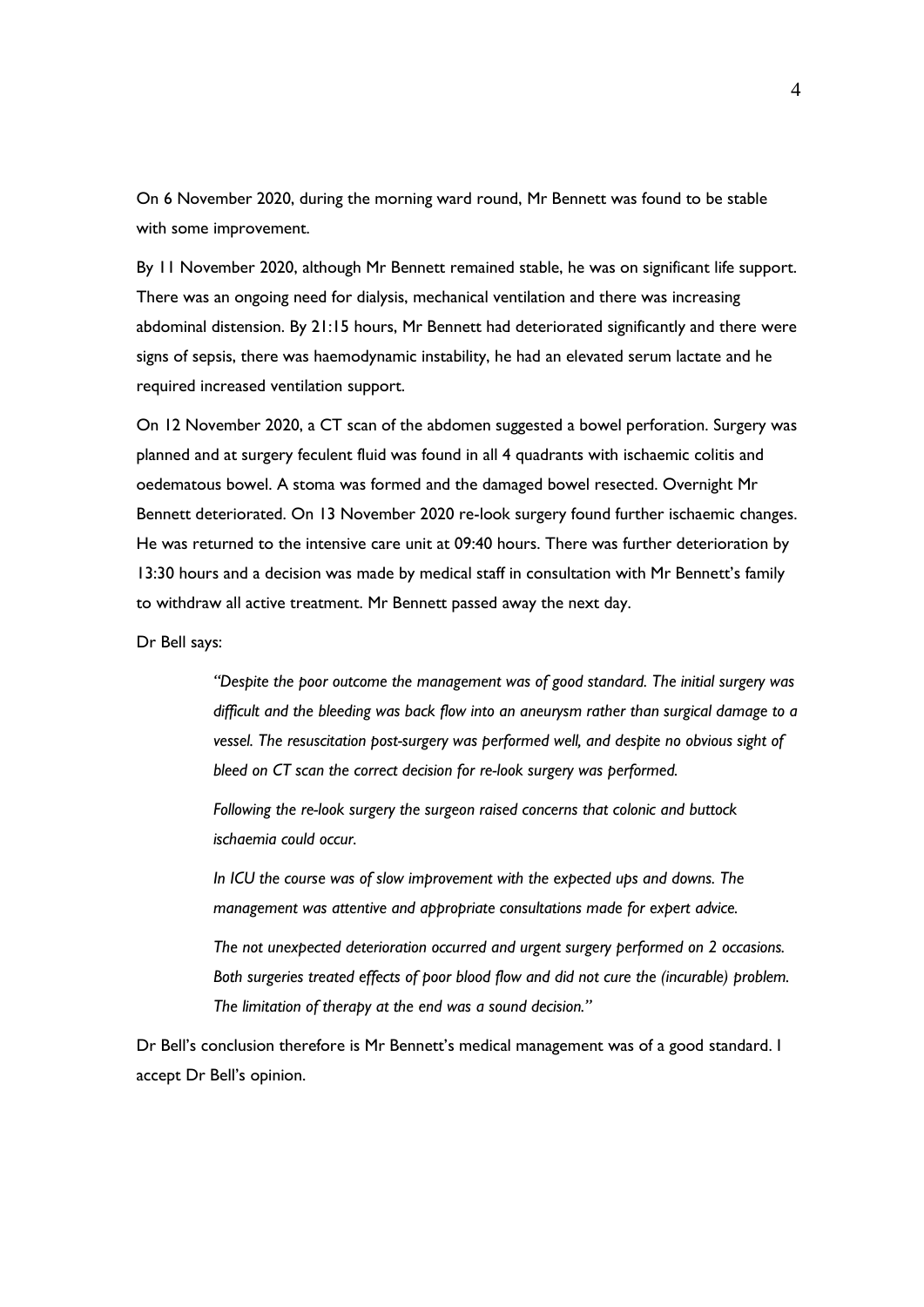On 6 November 2020, during the morning ward round, Mr Bennett was found to be stable with some improvement.

By 11 November 2020, although Mr Bennett remained stable, he was on significant life support. There was an ongoing need for dialysis, mechanical ventilation and there was increasing abdominal distension. By 21:15 hours, Mr Bennett had deteriorated significantly and there were signs of sepsis, there was haemodynamic instability, he had an elevated serum lactate and he required increased ventilation support.

On 12 November 2020, a CT scan of the abdomen suggested a bowel perforation. Surgery was planned and at surgery feculent fluid was found in all 4 quadrants with ischaemic colitis and oedematous bowel. A stoma was formed and the damaged bowel resected. Overnight Mr Bennett deteriorated. On 13 November 2020 re-look surgery found further ischaemic changes. He was returned to the intensive care unit at 09:40 hours. There was further deterioration by 13:30 hours and a decision was made by medical staff in consultation with Mr Bennett's family to withdraw all active treatment. Mr Bennett passed away the next day.

Dr Bell says:

> *"Despite the poor outcome the management was of good standard. The initial surgery was difficult and the bleeding was back flow into an aneurysm rather than surgical damage to a vessel. The resuscitation post-surgery was performed well, and despite no obvious sight of bleed on CT scan the correct decision for re-look surgery was performed.*
>
> *Following the re-look surgery the surgeon raised concerns that colonic and buttock ischaemia could occur.*
>
> *In ICU the course was of slow improvement with the expected ups and downs. The management was attentive and appropriate consultations made for expert advice.*
>
> *The not unexpected deterioration occurred and urgent surgery performed on 2 occasions. Both surgeries treated effects of poor blood flow and did not cure the (incurable) problem. The limitation of therapy at the end was a sound decision."*

Dr Bell's conclusion therefore is Mr Bennett's medical management was of a good standard. I accept Dr Bell's opinion.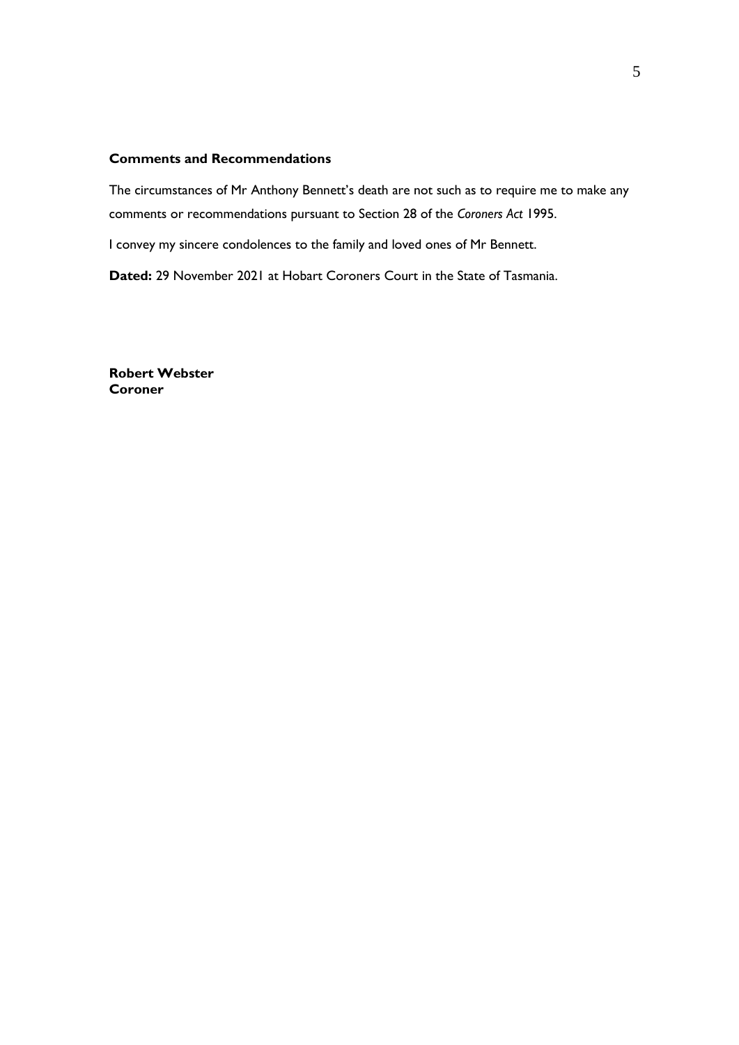**Comments and Recommendations**

The circumstances of Mr Anthony Bennett's death are not such as to require me to make any comments or recommendations pursuant to Section 28 of the *Coroners Act* 1995.

I convey my sincere condolences to the family and loved ones of Mr Bennett.

**Dated:** 29 November 2021 at Hobart Coroners Court in the State of Tasmania.

**Robert Webster**
**Coroner**